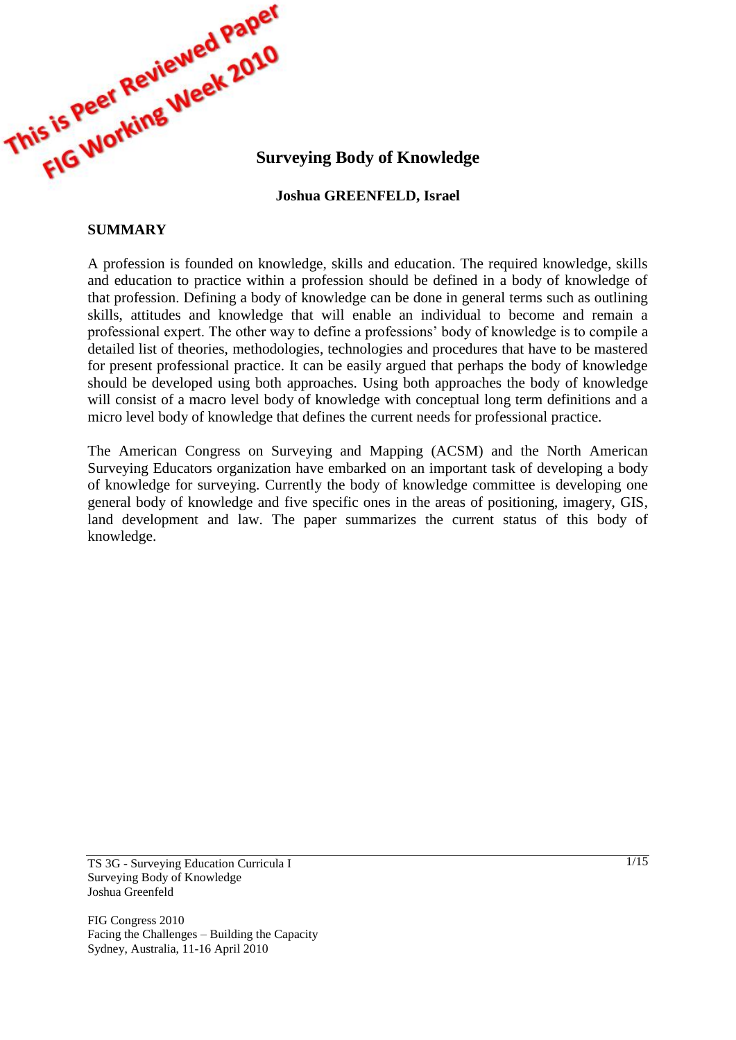This is Peer Reviewed Paper
FIG Working Week 2010

# Surveying Body of Knowledge

**Joshua GREENFELD, Israel**

## SUMMARY

A profession is founded on knowledge, skills and education. The required knowledge, skills and education to practice within a profession should be defined in a body of knowledge of that profession. Defining a body of knowledge can be done in general terms such as outlining skills, attitudes and knowledge that will enable an individual to become and remain a professional expert. The other way to define a professions' body of knowledge is to compile a detailed list of theories, methodologies, technologies and procedures that have to be mastered for present professional practice. It can be easily argued that perhaps the body of knowledge should be developed using both approaches. Using both approaches the body of knowledge will consist of a macro level body of knowledge with conceptual long term definitions and a micro level body of knowledge that defines the current needs for professional practice.

The American Congress on Surveying and Mapping (ACSM) and the North American Surveying Educators organization have embarked on an important task of developing a body of knowledge for surveying. Currently the body of knowledge committee is developing one general body of knowledge and five specific ones in the areas of positioning, imagery, GIS, land development and law. The paper summarizes the current status of this body of knowledge.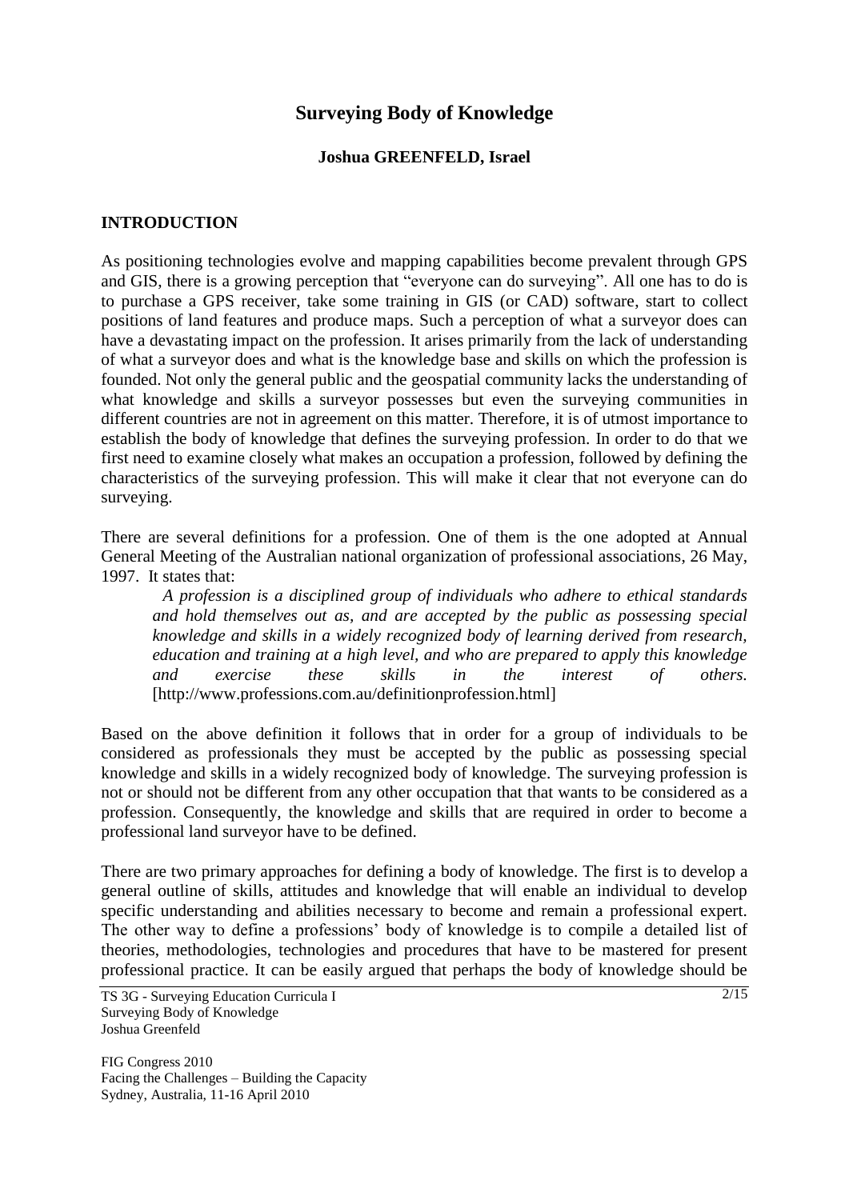# Surveying Body of Knowledge

**Joshua GREENFELD, Israel**

## INTRODUCTION

As positioning technologies evolve and mapping capabilities become prevalent through GPS and GIS, there is a growing perception that "everyone can do surveying". All one has to do is to purchase a GPS receiver, take some training in GIS (or CAD) software, start to collect positions of land features and produce maps. Such a perception of what a surveyor does can have a devastating impact on the profession. It arises primarily from the lack of understanding of what a surveyor does and what is the knowledge base and skills on which the profession is founded. Not only the general public and the geospatial community lacks the understanding of what knowledge and skills a surveyor possesses but even the surveying communities in different countries are not in agreement on this matter. Therefore, it is of utmost importance to establish the body of knowledge that defines the surveying profession. In order to do that we first need to examine closely what makes an occupation a profession, followed by defining the characteristics of the surveying profession. This will make it clear that not everyone can do surveying.

There are several definitions for a profession. One of them is the one adopted at Annual General Meeting of the Australian national organization of professional associations, 26 May, 1997. It states that:

> *A profession is a disciplined group of individuals who adhere to ethical standards and hold themselves out as, and are accepted by the public as possessing special knowledge and skills in a widely recognized body of learning derived from research, education and training at a high level, and who are prepared to apply this knowledge and exercise these skills in the interest of others.* [http://www.professions.com.au/definitionprofession.html]

Based on the above definition it follows that in order for a group of individuals to be considered as professionals they must be accepted by the public as possessing special knowledge and skills in a widely recognized body of knowledge. The surveying profession is not or should not be different from any other occupation that that wants to be considered as a profession. Consequently, the knowledge and skills that are required in order to become a professional land surveyor have to be defined.

There are two primary approaches for defining a body of knowledge. The first is to develop a general outline of skills, attitudes and knowledge that will enable an individual to develop specific understanding and abilities necessary to become and remain a professional expert. The other way to define a professions' body of knowledge is to compile a detailed list of theories, methodologies, technologies and procedures that have to be mastered for present professional practice. It can be easily argued that perhaps the body of knowledge should be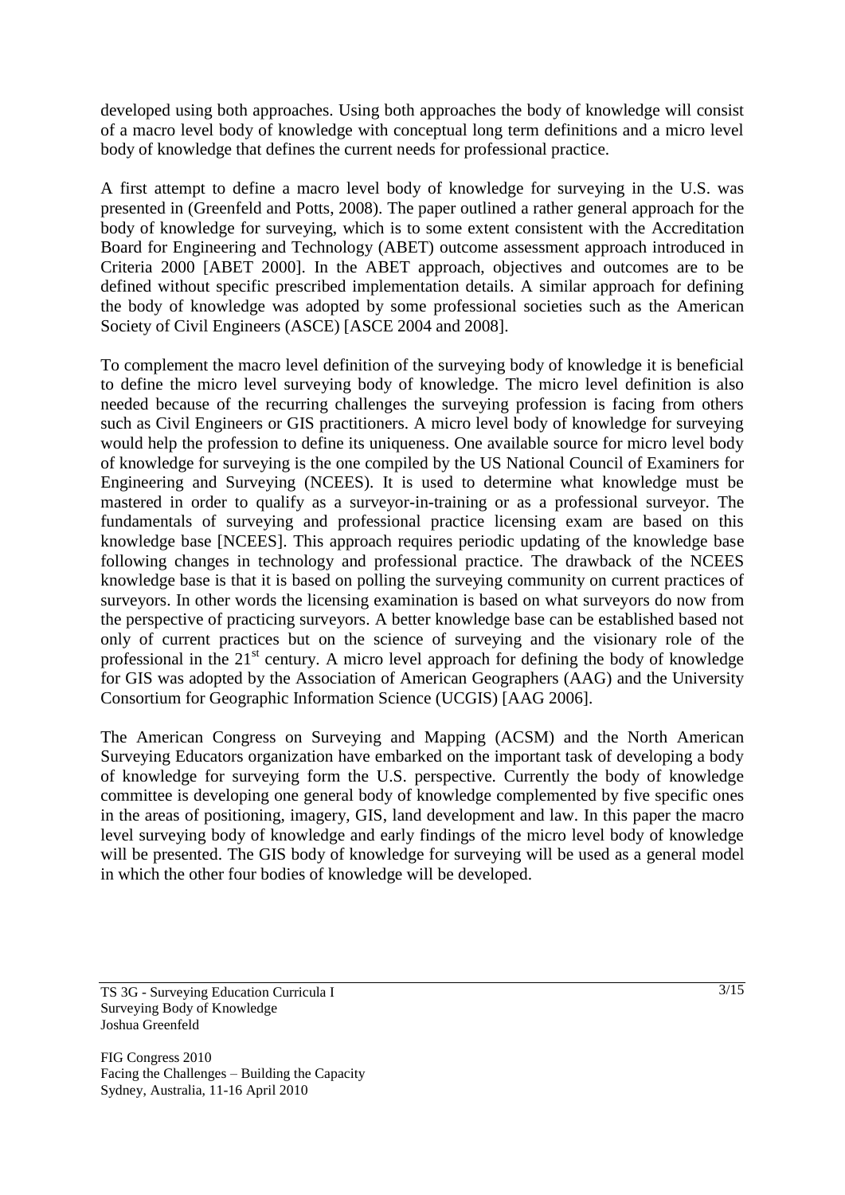developed using both approaches. Using both approaches the body of knowledge will consist of a macro level body of knowledge with conceptual long term definitions and a micro level body of knowledge that defines the current needs for professional practice.

A first attempt to define a macro level body of knowledge for surveying in the U.S. was presented in (Greenfeld and Potts, 2008). The paper outlined a rather general approach for the body of knowledge for surveying, which is to some extent consistent with the Accreditation Board for Engineering and Technology (ABET) outcome assessment approach introduced in Criteria 2000 [ABET 2000]. In the ABET approach, objectives and outcomes are to be defined without specific prescribed implementation details. A similar approach for defining the body of knowledge was adopted by some professional societies such as the American Society of Civil Engineers (ASCE) [ASCE 2004 and 2008].

To complement the macro level definition of the surveying body of knowledge it is beneficial to define the micro level surveying body of knowledge. The micro level definition is also needed because of the recurring challenges the surveying profession is facing from others such as Civil Engineers or GIS practitioners. A micro level body of knowledge for surveying would help the profession to define its uniqueness. One available source for micro level body of knowledge for surveying is the one compiled by the US National Council of Examiners for Engineering and Surveying (NCEES). It is used to determine what knowledge must be mastered in order to qualify as a surveyor-in-training or as a professional surveyor. The fundamentals of surveying and professional practice licensing exam are based on this knowledge base [NCEES]. This approach requires periodic updating of the knowledge base following changes in technology and professional practice. The drawback of the NCEES knowledge base is that it is based on polling the surveying community on current practices of surveyors. In other words the licensing examination is based on what surveyors do now from the perspective of practicing surveyors. A better knowledge base can be established based not only of current practices but on the science of surveying and the visionary role of the professional in the 21st century. A micro level approach for defining the body of knowledge for GIS was adopted by the Association of American Geographers (AAG) and the University Consortium for Geographic Information Science (UCGIS) [AAG 2006].

The American Congress on Surveying and Mapping (ACSM) and the North American Surveying Educators organization have embarked on the important task of developing a body of knowledge for surveying form the U.S. perspective. Currently the body of knowledge committee is developing one general body of knowledge complemented by five specific ones in the areas of positioning, imagery, GIS, land development and law. In this paper the macro level surveying body of knowledge and early findings of the micro level body of knowledge will be presented. The GIS body of knowledge for surveying will be used as a general model in which the other four bodies of knowledge will be developed.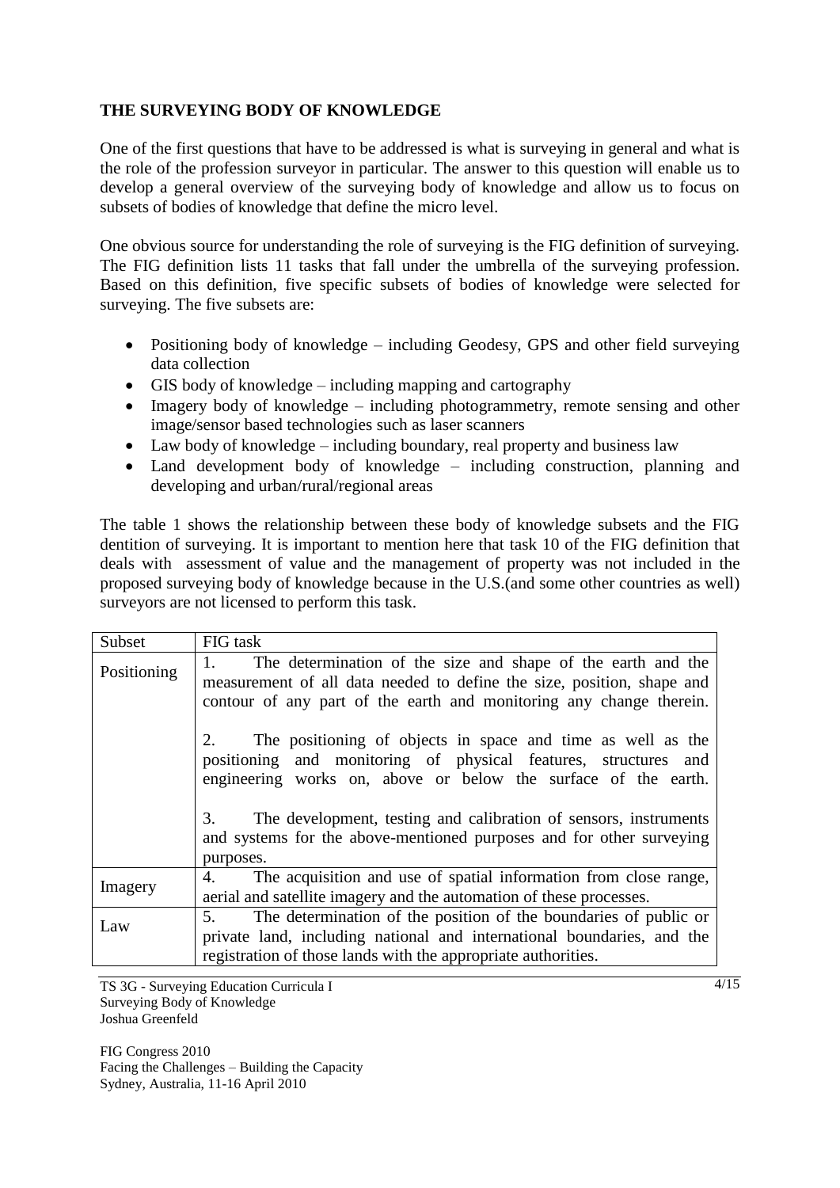**THE SURVEYING BODY OF KNOWLEDGE**

One of the first questions that have to be addressed is what is surveying in general and what is the role of the profession surveyor in particular. The answer to this question will enable us to develop a general overview of the surveying body of knowledge and allow us to focus on subsets of bodies of knowledge that define the micro level.

One obvious source for understanding the role of surveying is the FIG definition of surveying. The FIG definition lists 11 tasks that fall under the umbrella of the surveying profession. Based on this definition, five specific subsets of bodies of knowledge were selected for surveying. The five subsets are:

- Positioning body of knowledge – including Geodesy, GPS and other field surveying data collection
- GIS body of knowledge – including mapping and cartography
- Imagery body of knowledge – including photogrammetry, remote sensing and other image/sensor based technologies such as laser scanners
- Law body of knowledge – including boundary, real property and business law
- Land development body of knowledge – including construction, planning and developing and urban/rural/regional areas

The table 1 shows the relationship between these body of knowledge subsets and the FIG dentition of surveying. It is important to mention here that task 10 of the FIG definition that deals with assessment of value and the management of property was not included in the proposed surveying body of knowledge because in the U.S.(and some other countries as well) surveyors are not licensed to perform this task.

| Subset | FIG task |
|---|---|
| Positioning | 1. The determination of the size and shape of the earth and the measurement of all data needed to define the size, position, shape and contour of any part of the earth and monitoring any change therein.<br><br>2. The positioning of objects in space and time as well as the positioning and monitoring of physical features, structures and engineering works on, above or below the surface of the earth.<br><br>3. The development, testing and calibration of sensors, instruments and systems for the above-mentioned purposes and for other surveying purposes. |
| Imagery | 4. The acquisition and use of spatial information from close range, aerial and satellite imagery and the automation of these processes. |
| Law | 5. The determination of the position of the boundaries of public or private land, including national and international boundaries, and the registration of those lands with the appropriate authorities. |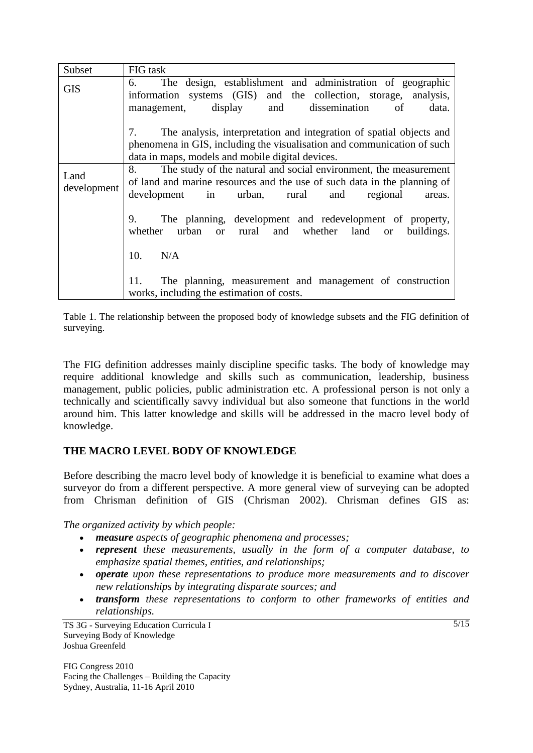| Subset | FIG task |
|---|---|
| GIS | 6. The design, establishment and administration of geographic information systems (GIS) and the collection, storage, analysis, management, display and dissemination of data.<br><br>7. The analysis, interpretation and integration of spatial objects and phenomena in GIS, including the visualisation and communication of such data in maps, models and mobile digital devices. |
| Land development | 8. The study of the natural and social environment, the measurement of land and marine resources and the use of such data in the planning of development in urban, rural and regional areas.<br><br>9. The planning, development and redevelopment of property, whether urban or rural and whether land or buildings.<br><br>10. N/A<br><br>11. The planning, measurement and management of construction works, including the estimation of costs. |

Table 1. The relationship between the proposed body of knowledge subsets and the FIG definition of surveying.

The FIG definition addresses mainly discipline specific tasks. The body of knowledge may require additional knowledge and skills such as communication, leadership, business management, public policies, public administration etc. A professional person is not only a technically and scientifically savvy individual but also someone that functions in the world around him. This latter knowledge and skills will be addressed in the macro level body of knowledge.

## THE MACRO LEVEL BODY OF KNOWLEDGE

Before describing the macro level body of knowledge it is beneficial to examine what does a surveyor do from a different perspective. A more general view of surveying can be adopted from Chrisman definition of GIS (Chrisman 2002). Chrisman defines GIS as:

*The organized activity by which people:*

- ***measure*** *aspects of geographic phenomena and processes;*
- ***represent*** *these measurements, usually in the form of a computer database, to emphasize spatial themes, entities, and relationships;*
- ***operate*** *upon these representations to produce more measurements and to discover new relationships by integrating disparate sources; and*
- ***transform*** *these representations to conform to other frameworks of entities and relationships.*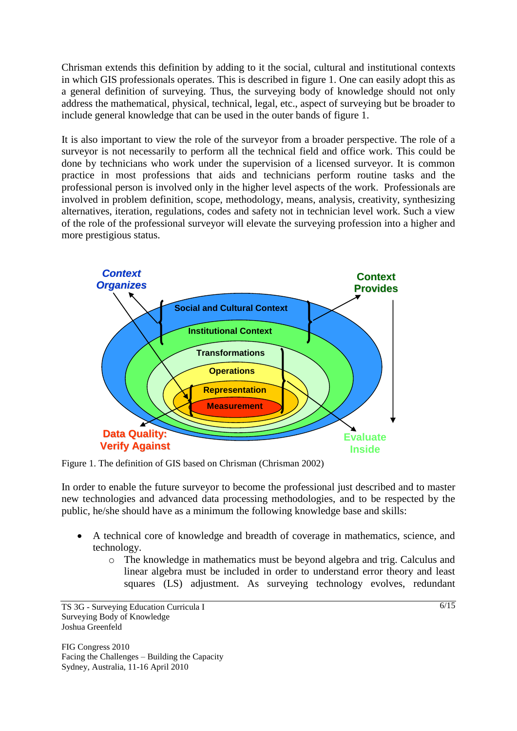Chrisman extends this definition by adding to it the social, cultural and institutional contexts in which GIS professionals operates. This is described in figure 1. One can easily adopt this as a general definition of surveying. Thus, the surveying body of knowledge should not only address the mathematical, physical, technical, legal, etc., aspect of surveying but be broader to include general knowledge that can be used in the outer bands of figure 1.

It is also important to view the role of the surveyor from a broader perspective. The role of a surveyor is not necessarily to perform all the technical field and office work. This could be done by technicians who work under the supervision of a licensed surveyor. It is common practice in most professions that aids and technicians perform routine tasks and the professional person is involved only in the higher level aspects of the work. Professionals are involved in problem definition, scope, methodology, means, analysis, creativity, synthesizing alternatives, iteration, regulations, codes and safety not in technician level work. Such a view of the role of the professional surveyor will elevate the surveying profession into a higher and more prestigious status.

Figure 1. The definition of GIS based on Chrisman (Chrisman 2002)

In order to enable the future surveyor to become the professional just described and to master new technologies and advanced data processing methodologies, and to be respected by the public, he/she should have as a minimum the following knowledge base and skills:

- A technical core of knowledge and breadth of coverage in mathematics, science, and technology.
  - The knowledge in mathematics must be beyond algebra and trig. Calculus and linear algebra must be included in order to understand error theory and least squares (LS) adjustment. As surveying technology evolves, redundant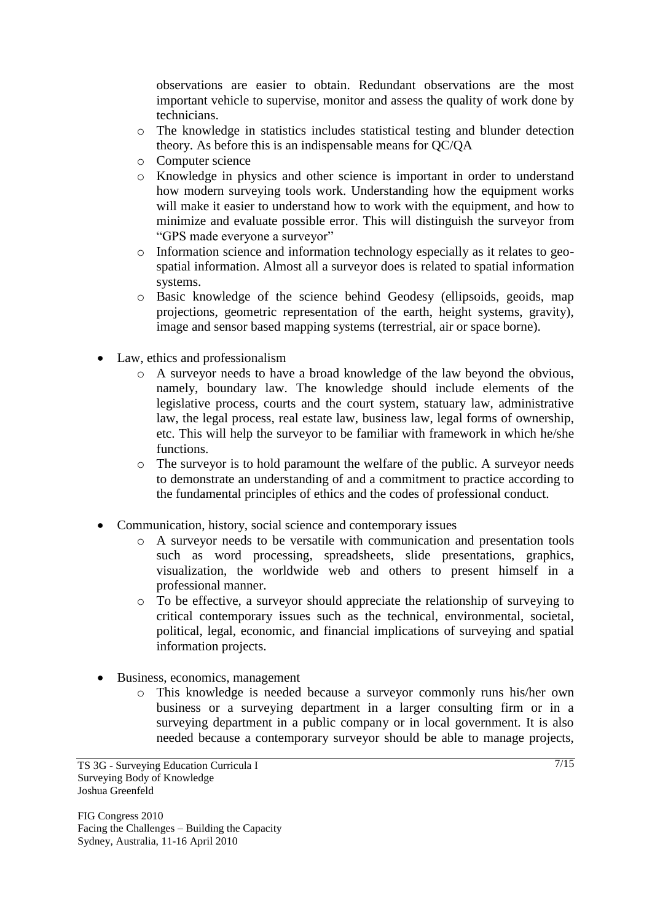observations are easier to obtain. Redundant observations are the most important vehicle to supervise, monitor and assess the quality of work done by technicians.

  - The knowledge in statistics includes statistical testing and blunder detection theory. As before this is an indispensable means for QC/QA
  - Computer science
  - Knowledge in physics and other science is important in order to understand how modern surveying tools work. Understanding how the equipment works will make it easier to understand how to work with the equipment, and how to minimize and evaluate possible error. This will distinguish the surveyor from "GPS made everyone a surveyor"
  - Information science and information technology especially as it relates to geo-spatial information. Almost all a surveyor does is related to spatial information systems.
  - Basic knowledge of the science behind Geodesy (ellipsoids, geoids, map projections, geometric representation of the earth, height systems, gravity), image and sensor based mapping systems (terrestrial, air or space borne).

- Law, ethics and professionalism
  - A surveyor needs to have a broad knowledge of the law beyond the obvious, namely, boundary law. The knowledge should include elements of the legislative process, courts and the court system, statuary law, administrative law, the legal process, real estate law, business law, legal forms of ownership, etc. This will help the surveyor to be familiar with framework in which he/she functions.
  - The surveyor is to hold paramount the welfare of the public. A surveyor needs to demonstrate an understanding of and a commitment to practice according to the fundamental principles of ethics and the codes of professional conduct.

- Communication, history, social science and contemporary issues
  - A surveyor needs to be versatile with communication and presentation tools such as word processing, spreadsheets, slide presentations, graphics, visualization, the worldwide web and others to present himself in a professional manner.
  - To be effective, a surveyor should appreciate the relationship of surveying to critical contemporary issues such as the technical, environmental, societal, political, legal, economic, and financial implications of surveying and spatial information projects.

- Business, economics, management
  - This knowledge is needed because a surveyor commonly runs his/her own business or a surveying department in a larger consulting firm or in a surveying department in a public company or in local government. It is also needed because a contemporary surveyor should be able to manage projects,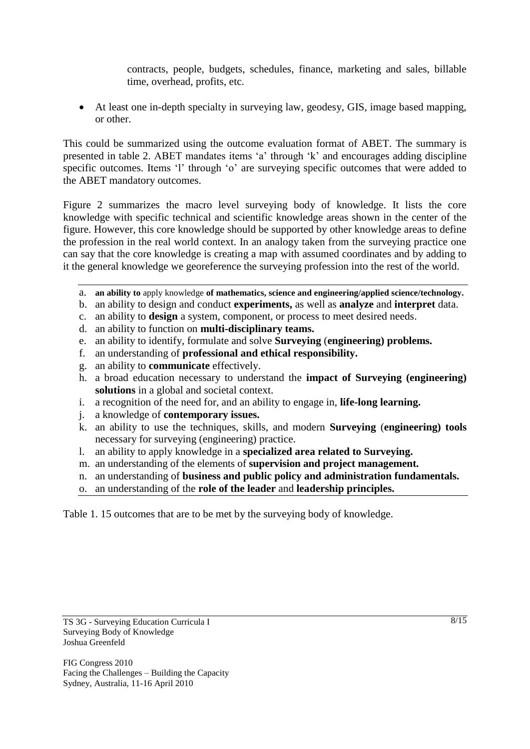contracts, people, budgets, schedules, finance, marketing and sales, billable time, overhead, profits, etc.

- At least one in-depth specialty in surveying law, geodesy, GIS, image based mapping, or other.

This could be summarized using the outcome evaluation format of ABET. The summary is presented in table 2. ABET mandates items 'a' through 'k' and encourages adding discipline specific outcomes. Items 'l' through 'o' are surveying specific outcomes that were added to the ABET mandatory outcomes.

Figure 2 summarizes the macro level surveying body of knowledge. It lists the core knowledge with specific technical and scientific knowledge areas shown in the center of the figure. However, this core knowledge should be supported by other knowledge areas to define the profession in the real world context. In an analogy taken from the surveying practice one can say that the core knowledge is creating a map with assumed coordinates and by adding to it the general knowledge we georeference the surveying profession into the rest of the world.

---

a. **an ability to** apply knowledge **of mathematics, science and engineering/applied science/technology.**
b. an ability to design and conduct **experiments,** as well as **analyze** and **interpret** data.
c. an ability to **design** a system, component, or process to meet desired needs.
d. an ability to function on **multi-disciplinary teams.**
e. an ability to identify, formulate and solve **Surveying** (**engineering) problems.**
f. an understanding of **professional and ethical responsibility.**
g. an ability to **communicate** effectively.
h. a broad education necessary to understand the **impact of Surveying (engineering) solutions** in a global and societal context.
i. a recognition of the need for, and an ability to engage in, **life-long learning.**
j. a knowledge of **contemporary issues.**
k. an ability to use the techniques, skills, and modern **Surveying** (**engineering) tools** necessary for surveying (engineering) practice.
l. an ability to apply knowledge in a **specialized area related to Surveying.**
m. an understanding of the elements of **supervision and project management.**
n. an understanding of **business and public policy and administration fundamentals.**
o. an understanding of the **role of the leader** and **leadership principles.**

---

Table 1. 15 outcomes that are to be met by the surveying body of knowledge.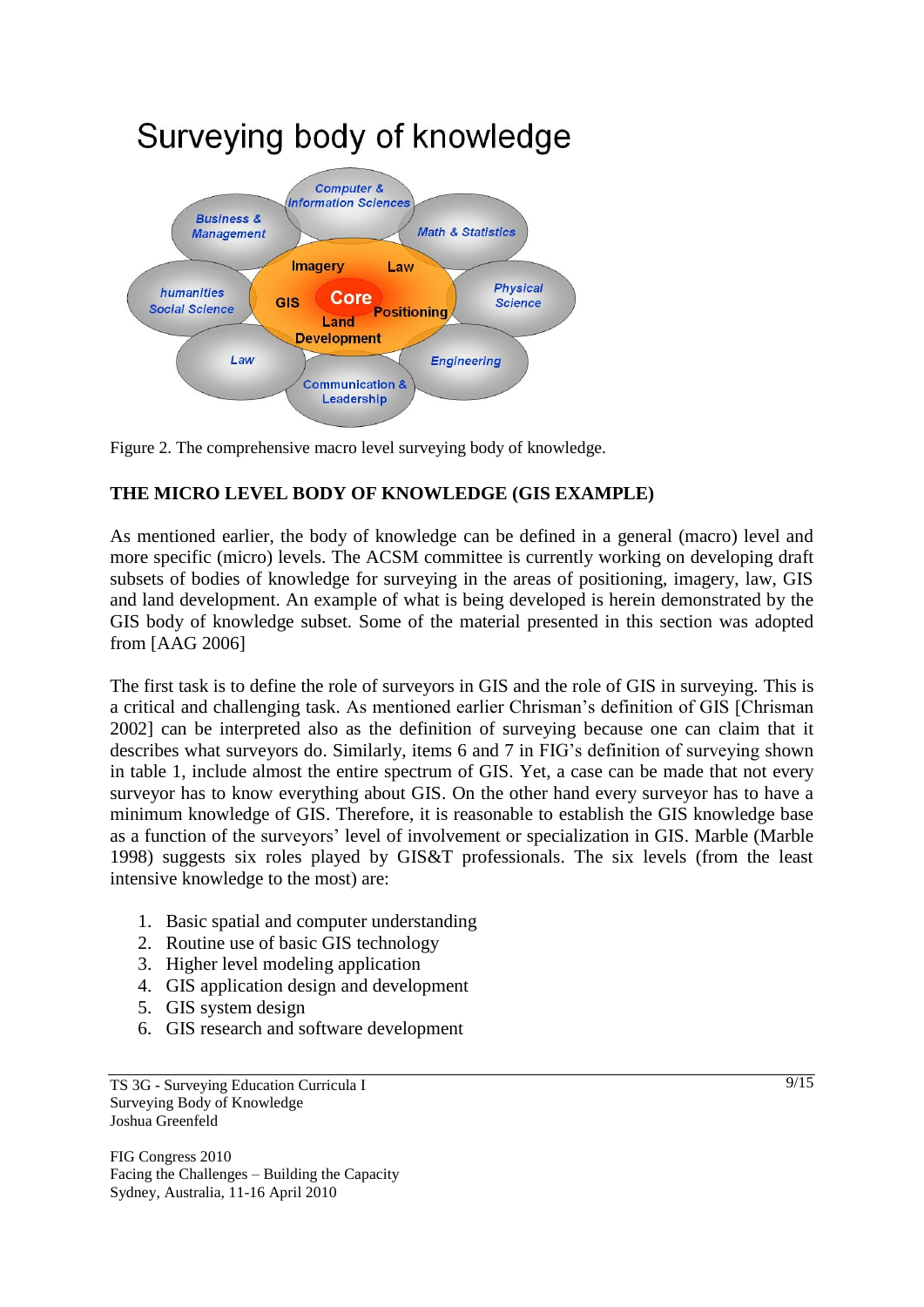# Surveying body of knowledge

Figure 2. The comprehensive macro level surveying body of knowledge.

**THE MICRO LEVEL BODY OF KNOWLEDGE (GIS EXAMPLE)**

As mentioned earlier, the body of knowledge can be defined in a general (macro) level and more specific (micro) levels. The ACSM committee is currently working on developing draft subsets of bodies of knowledge for surveying in the areas of positioning, imagery, law, GIS and land development. An example of what is being developed is herein demonstrated by the GIS body of knowledge subset. Some of the material presented in this section was adopted from [AAG 2006]

The first task is to define the role of surveyors in GIS and the role of GIS in surveying. This is a critical and challenging task. As mentioned earlier Chrisman's definition of GIS [Chrisman 2002] can be interpreted also as the definition of surveying because one can claim that it describes what surveyors do. Similarly, items 6 and 7 in FIG's definition of surveying shown in table 1, include almost the entire spectrum of GIS. Yet, a case can be made that not every surveyor has to know everything about GIS. On the other hand every surveyor has to have a minimum knowledge of GIS. Therefore, it is reasonable to establish the GIS knowledge base as a function of the surveyors' level of involvement or specialization in GIS. Marble (Marble 1998) suggests six roles played by GIS&T professionals. The six levels (from the least intensive knowledge to the most) are:

1. Basic spatial and computer understanding
2. Routine use of basic GIS technology
3. Higher level modeling application
4. GIS application design and development
5. GIS system design
6. GIS research and software development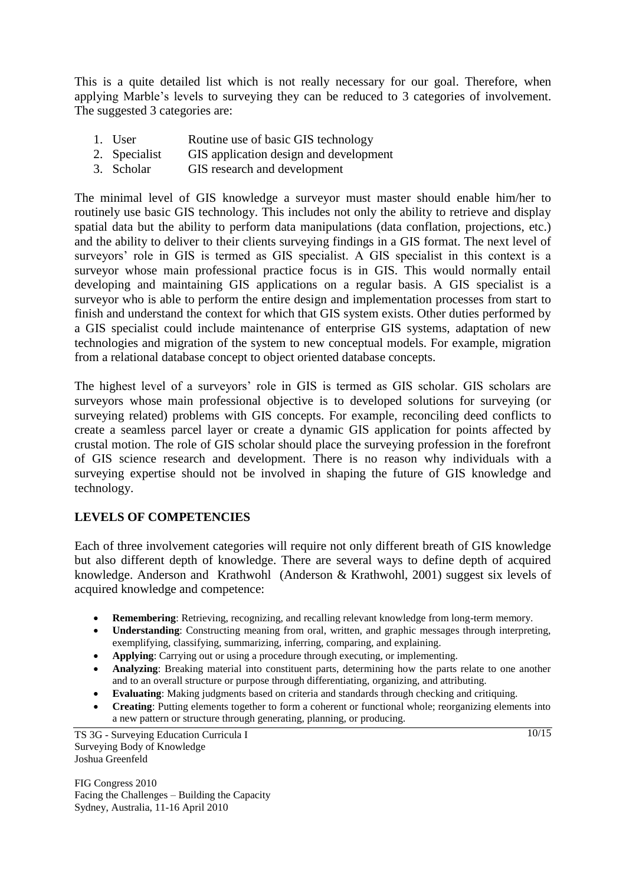This is a quite detailed list which is not really necessary for our goal. Therefore, when applying Marble's levels to surveying they can be reduced to 3 categories of involvement. The suggested 3 categories are:

1. User — Routine use of basic GIS technology
2. Specialist — GIS application design and development
3. Scholar — GIS research and development

The minimal level of GIS knowledge a surveyor must master should enable him/her to routinely use basic GIS technology. This includes not only the ability to retrieve and display spatial data but the ability to perform data manipulations (data conflation, projections, etc.) and the ability to deliver to their clients surveying findings in a GIS format. The next level of surveyors' role in GIS is termed as GIS specialist. A GIS specialist in this context is a surveyor whose main professional practice focus is in GIS. This would normally entail developing and maintaining GIS applications on a regular basis. A GIS specialist is a surveyor who is able to perform the entire design and implementation processes from start to finish and understand the context for which that GIS system exists. Other duties performed by a GIS specialist could include maintenance of enterprise GIS systems, adaptation of new technologies and migration of the system to new conceptual models. For example, migration from a relational database concept to object oriented database concepts.

The highest level of a surveyors' role in GIS is termed as GIS scholar. GIS scholars are surveyors whose main professional objective is to developed solutions for surveying (or surveying related) problems with GIS concepts. For example, reconciling deed conflicts to create a seamless parcel layer or create a dynamic GIS application for points affected by crustal motion. The role of GIS scholar should place the surveying profession in the forefront of GIS science research and development. There is no reason why individuals with a surveying expertise should not be involved in shaping the future of GIS knowledge and technology.

## LEVELS OF COMPETENCIES

Each of three involvement categories will require not only different breath of GIS knowledge but also different depth of knowledge. There are several ways to define depth of acquired knowledge. Anderson and Krathwohl (Anderson & Krathwohl, 2001) suggest six levels of acquired knowledge and competence:

- **Remembering**: Retrieving, recognizing, and recalling relevant knowledge from long-term memory.
- **Understanding**: Constructing meaning from oral, written, and graphic messages through interpreting, exemplifying, classifying, summarizing, inferring, comparing, and explaining.
- **Applying**: Carrying out or using a procedure through executing, or implementing.
- **Analyzing**: Breaking material into constituent parts, determining how the parts relate to one another and to an overall structure or purpose through differentiating, organizing, and attributing.
- **Evaluating**: Making judgments based on criteria and standards through checking and critiquing.
- **Creating**: Putting elements together to form a coherent or functional whole; reorganizing elements into a new pattern or structure through generating, planning, or producing.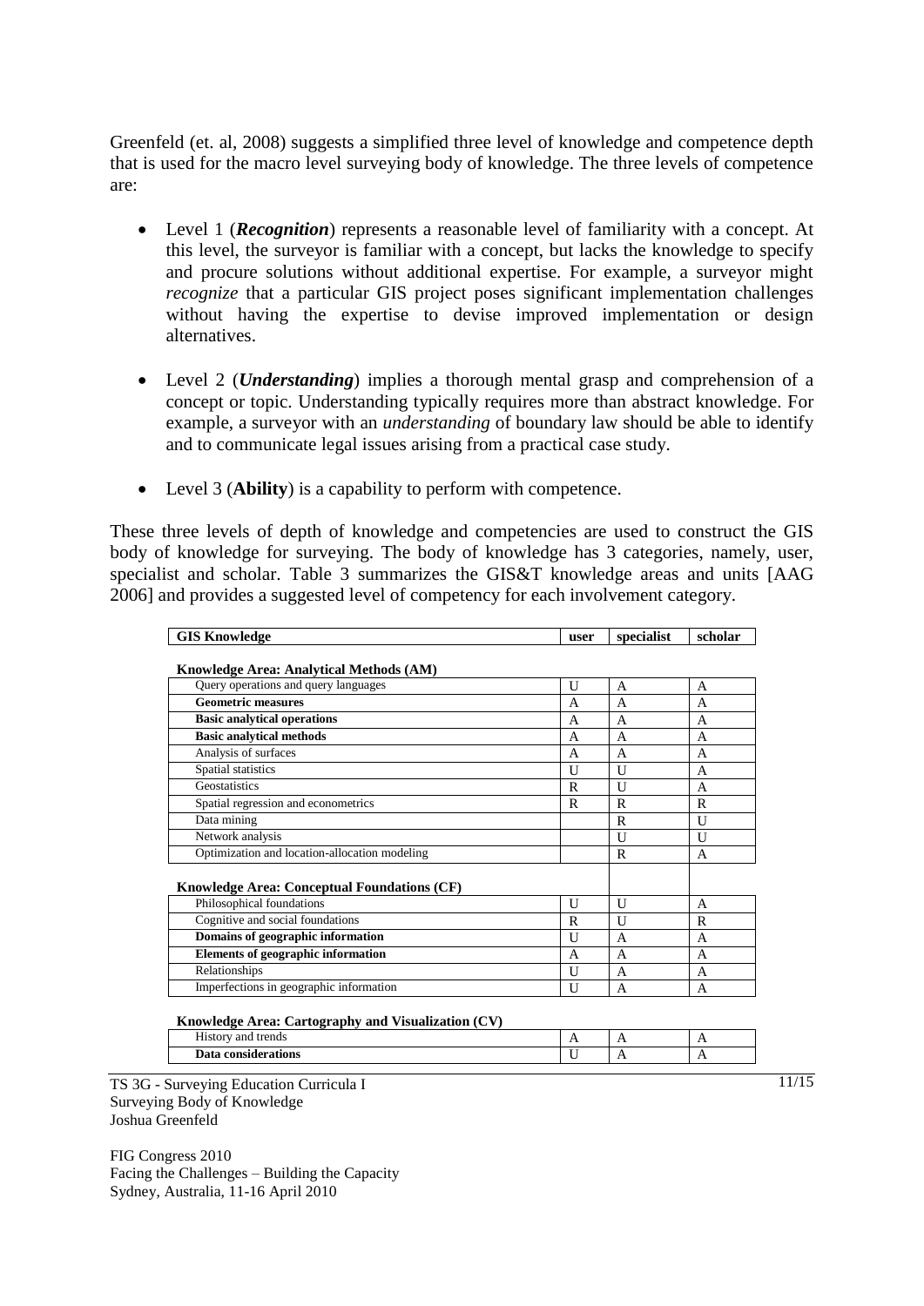Greenfeld (et. al, 2008) suggests a simplified three level of knowledge and competence depth that is used for the macro level surveying body of knowledge. The three levels of competence are:

- Level 1 (***Recognition***) represents a reasonable level of familiarity with a concept. At this level, the surveyor is familiar with a concept, but lacks the knowledge to specify and procure solutions without additional expertise. For example, a surveyor might *recognize* that a particular GIS project poses significant implementation challenges without having the expertise to devise improved implementation or design alternatives.

- Level 2 (***Understanding***) implies a thorough mental grasp and comprehension of a concept or topic. Understanding typically requires more than abstract knowledge. For example, a surveyor with an *understanding* of boundary law should be able to identify and to communicate legal issues arising from a practical case study.

- Level 3 (**Ability**) is a capability to perform with competence.

These three levels of depth of knowledge and competencies are used to construct the GIS body of knowledge for surveying. The body of knowledge has 3 categories, namely, user, specialist and scholar. Table 3 summarizes the GIS&T knowledge areas and units [AAG 2006] and provides a suggested level of competency for each involvement category.

| GIS Knowledge | user | specialist | scholar |
|---|---|---|---|
| **Knowledge Area: Analytical Methods (AM)** | | | |
| Query operations and query languages | U | A | A |
| **Geometric measures** | A | A | A |
| **Basic analytical operations** | A | A | A |
| **Basic analytical methods** | A | A | A |
| Analysis of surfaces | A | A | A |
| Spatial statistics | U | U | A |
| Geostatistics | R | U | A |
| Spatial regression and econometrics | R | R | R |
| Data mining | | R | U |
| Network analysis | | U | U |
| Optimization and location-allocation modeling | | R | A |
| **Knowledge Area: Conceptual Foundations (CF)** | | | |
| Philosophical foundations | U | U | A |
| Cognitive and social foundations | R | U | R |
| **Domains of geographic information** | U | A | A |
| **Elements of geographic information** | A | A | A |
| Relationships | U | A | A |
| Imperfections in geographic information | U | A | A |
| **Knowledge Area: Cartography and Visualization (CV)** | | | |
| History and trends | A | A | A |
| **Data considerations** | U | A | A |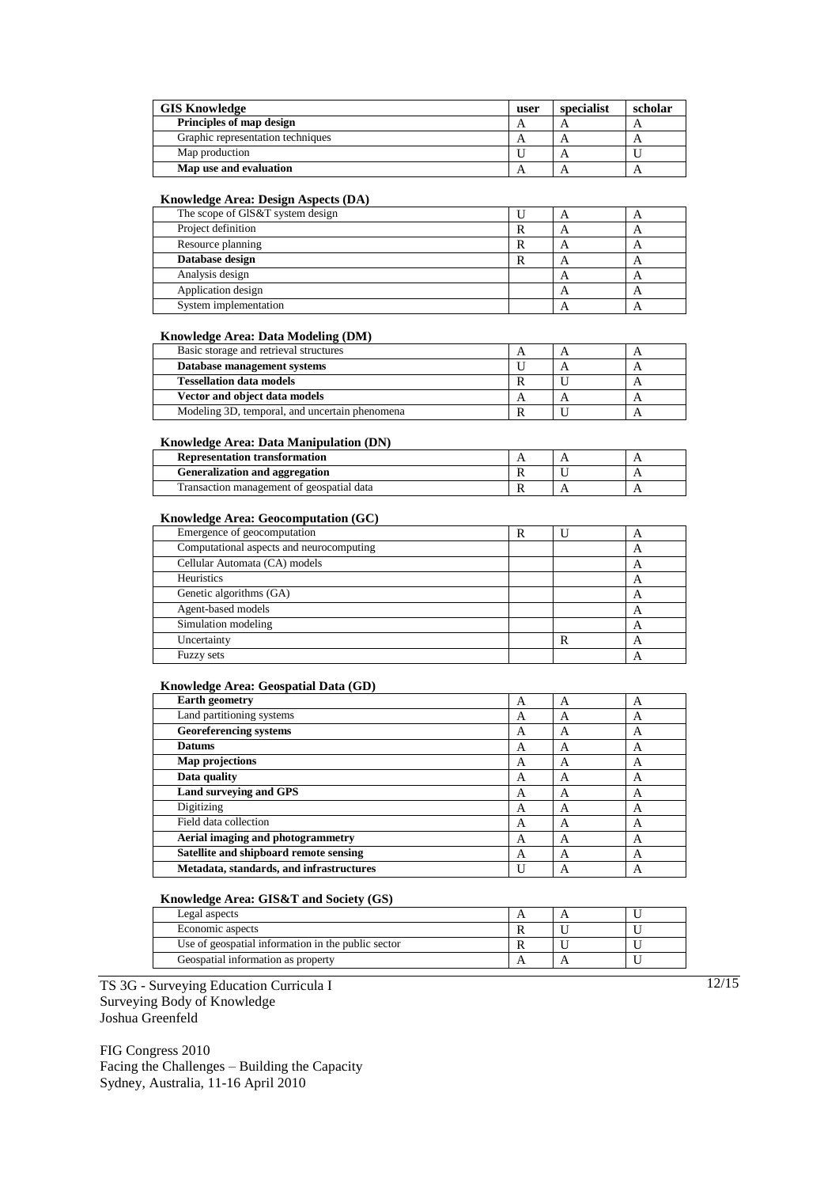| GIS Knowledge | user | specialist | scholar |
|---|---|---|---|
| **Principles of map design** | A | A | A |
| Graphic representation techniques | A | A | A |
| Map production | U | A | U |
| **Map use and evaluation** | A | A | A |

**Knowledge Area: Design Aspects (DA)**

| | | | |
|---|---|---|---|
| The scope of GIS&T system design | U | A | A |
| Project definition | R | A | A |
| Resource planning | R | A | A |
| **Database design** | R | A | A |
| Analysis design | | A | A |
| Application design | | A | A |
| System implementation | | A | A |

**Knowledge Area: Data Modeling (DM)**

| | | | |
|---|---|---|---|
| Basic storage and retrieval structures | A | A | A |
| **Database management systems** | U | A | A |
| **Tessellation data models** | R | U | A |
| **Vector and object data models** | A | A | A |
| Modeling 3D, temporal, and uncertain phenomena | R | U | A |

**Knowledge Area: Data Manipulation (DN)**

| | | | |
|---|---|---|---|
| **Representation transformation** | A | A | A |
| **Generalization and aggregation** | R | U | A |
| Transaction management of geospatial data | R | A | A |

**Knowledge Area: Geocomputation (GC)**

| | | | |
|---|---|---|---|
| Emergence of geocomputation | R | U | A |
| Computational aspects and neurocomputing | | | A |
| Cellular Automata (CA) models | | | A |
| Heuristics | | | A |
| Genetic algorithms (GA) | | | A |
| Agent-based models | | | A |
| Simulation modeling | | | A |
| Uncertainty | | R | A |
| Fuzzy sets | | | A |

**Knowledge Area: Geospatial Data (GD)**

| | | | |
|---|---|---|---|
| **Earth geometry** | A | A | A |
| Land partitioning systems | A | A | A |
| **Georeferencing systems** | A | A | A |
| **Datums** | A | A | A |
| **Map projections** | A | A | A |
| **Data quality** | A | A | A |
| **Land surveying and GPS** | A | A | A |
| Digitizing | A | A | A |
| Field data collection | A | A | A |
| **Aerial imaging and photogrammetry** | A | A | A |
| **Satellite and shipboard remote sensing** | A | A | A |
| **Metadata, standards, and infrastructures** | U | A | A |

**Knowledge Area: GIS&T and Society (GS)**

| | | | |
|---|---|---|---|
| Legal aspects | A | A | U |
| Economic aspects | R | U | U |
| Use of geospatial information in the public sector | R | U | U |
| Geospatial information as property | A | A | U |

TS 3G - Surveying Education Curricula I
Surveying Body of Knowledge
Joshua Greenfeld

FIG Congress 2010
Facing the Challenges – Building the Capacity
Sydney, Australia, 11-16 April 2010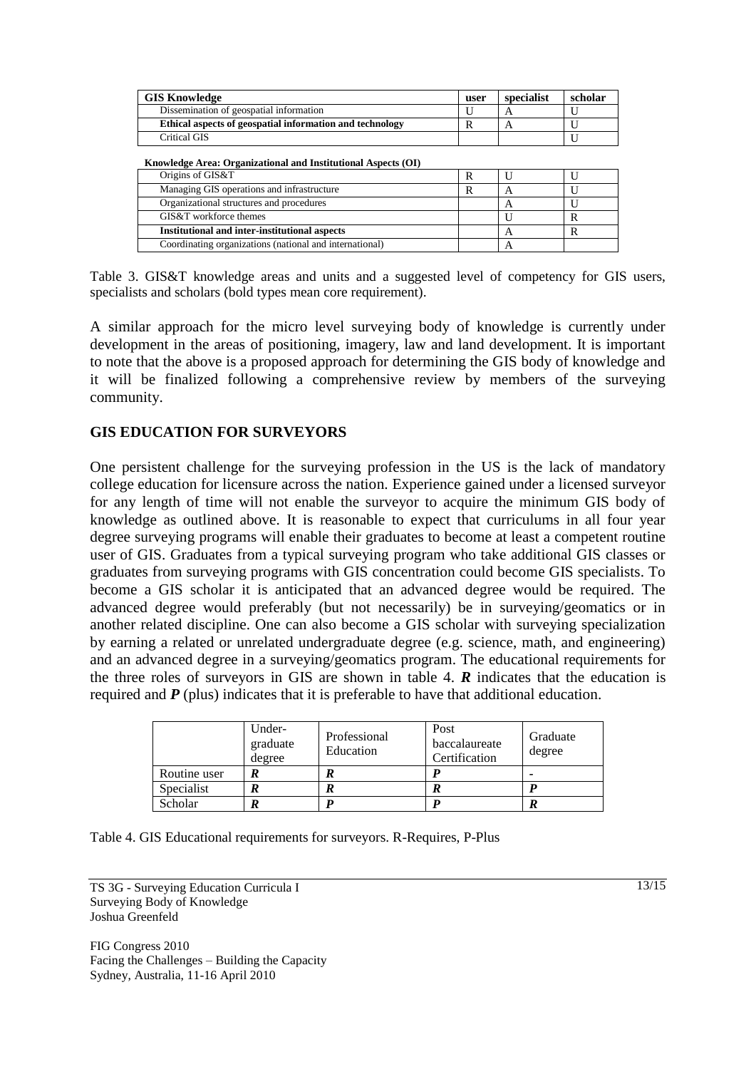| GIS Knowledge | user | specialist | scholar |
|---|---|---|---|
| Dissemination of geospatial information | U | A | U |
| **Ethical aspects of geospatial information and technology** | R | A | U |
| Critical GIS | | | U |
| **Knowledge Area: Organizational and Institutional Aspects (OI)** | | | |
| Origins of GIS&T | R | U | U |
| Managing GIS operations and infrastructure | R | A | U |
| Organizational structures and procedures | | A | U |
| GIS&T workforce themes | | U | R |
| **Institutional and inter-institutional aspects** | | A | R |
| Coordinating organizations (national and international) | | A | |

Table 3. GIS&T knowledge areas and units and a suggested level of competency for GIS users, specialists and scholars (bold types mean core requirement).

A similar approach for the micro level surveying body of knowledge is currently under development in the areas of positioning, imagery, law and land development. It is important to note that the above is a proposed approach for determining the GIS body of knowledge and it will be finalized following a comprehensive review by members of the surveying community.

## GIS EDUCATION FOR SURVEYORS

One persistent challenge for the surveying profession in the US is the lack of mandatory college education for licensure across the nation. Experience gained under a licensed surveyor for any length of time will not enable the surveyor to acquire the minimum GIS body of knowledge as outlined above. It is reasonable to expect that curriculums in all four year degree surveying programs will enable their graduates to become at least a competent routine user of GIS. Graduates from a typical surveying program who take additional GIS classes or graduates from surveying programs with GIS concentration could become GIS specialists. To become a GIS scholar it is anticipated that an advanced degree would be required. The advanced degree would preferably (but not necessarily) be in surveying/geomatics or in another related discipline. One can also become a GIS scholar with surveying specialization by earning a related or unrelated undergraduate degree (e.g. science, math, and engineering) and an advanced degree in a surveying/geomatics program. The educational requirements for the three roles of surveyors in GIS are shown in table 4. ***R*** indicates that the education is required and ***P*** (plus) indicates that it is preferable to have that additional education.

| | Under-graduate degree | Professional Education | Post baccalaureate Certification | Graduate degree |
|---|---|---|---|---|
| Routine user | ***R*** | ***R*** | ***P*** | - |
| Specialist | ***R*** | ***R*** | ***R*** | ***P*** |
| Scholar | ***R*** | ***P*** | ***P*** | ***R*** |

Table 4. GIS Educational requirements for surveyors. R-Requires, P-Plus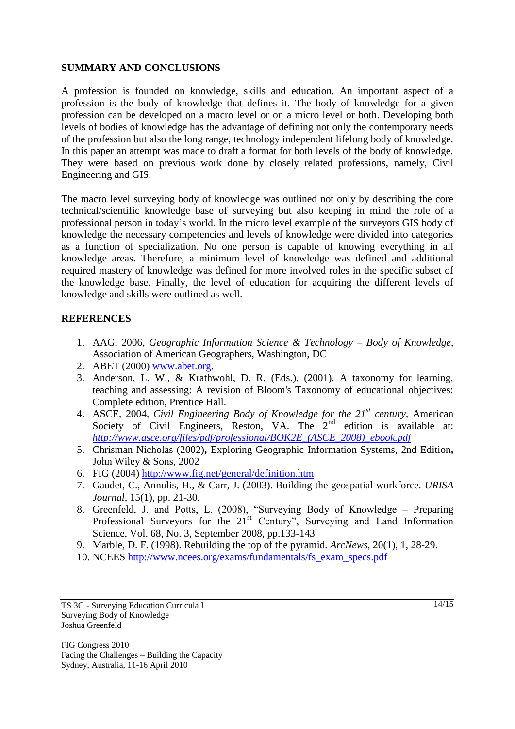## SUMMARY AND CONCLUSIONS

A profession is founded on knowledge, skills and education. An important aspect of a profession is the body of knowledge that defines it. The body of knowledge for a given profession can be developed on a macro level or on a micro level or both. Developing both levels of bodies of knowledge has the advantage of defining not only the contemporary needs of the profession but also the long range, technology independent lifelong body of knowledge. In this paper an attempt was made to draft a format for both levels of the body of knowledge. They were based on previous work done by closely related professions, namely, Civil Engineering and GIS.

The macro level surveying body of knowledge was outlined not only by describing the core technical/scientific knowledge base of surveying but also keeping in mind the role of a professional person in today's world. In the micro level example of the surveyors GIS body of knowledge the necessary competencies and levels of knowledge were divided into categories as a function of specialization. No one person is capable of knowing everything in all knowledge areas. Therefore, a minimum level of knowledge was defined and additional required mastery of knowledge was defined for more involved roles in the specific subset of the knowledge base. Finally, the level of education for acquiring the different levels of knowledge and skills were outlined as well.

## REFERENCES

1. AAG, 2006, *Geographic Information Science & Technology – Body of Knowledge*, Association of American Geographers, Washington, DC
2. ABET (2000) www.abet.org.
3. Anderson, L. W., & Krathwohl, D. R. (Eds.). (2001). A taxonomy for learning, teaching and assessing: A revision of Bloom's Taxonomy of educational objectives: Complete edition, Prentice Hall.
4. ASCE, 2004, *Civil Engineering Body of Knowledge for the 21st century*, American Society of Civil Engineers, Reston, VA. The 2nd edition is available at: *http://www.asce.org/files/pdf/professional/BOK2E_(ASCE_2008)_ebook.pdf*
5. Chrisman Nicholas (2002), Exploring Geographic Information Systems, 2nd Edition, John Wiley & Sons, 2002
6. FIG (2004) http://www.fig.net/general/definition.htm
7. Gaudet, C., Annulis, H., & Carr, J. (2003). Building the geospatial workforce. *URISA Journal*, 15(1), pp. 21-30.
8. Greenfeld, J. and Potts, L. (2008), "Surveying Body of Knowledge – Preparing Professional Surveyors for the 21st Century", Surveying and Land Information Science, Vol. 68, No. 3, September 2008, pp.133-143
9. Marble, D. F. (1998). Rebuilding the top of the pyramid. *ArcNews*, 20(1), 1, 28-29.
10. NCEES http://www.ncees.org/exams/fundamentals/fs_exam_specs.pdf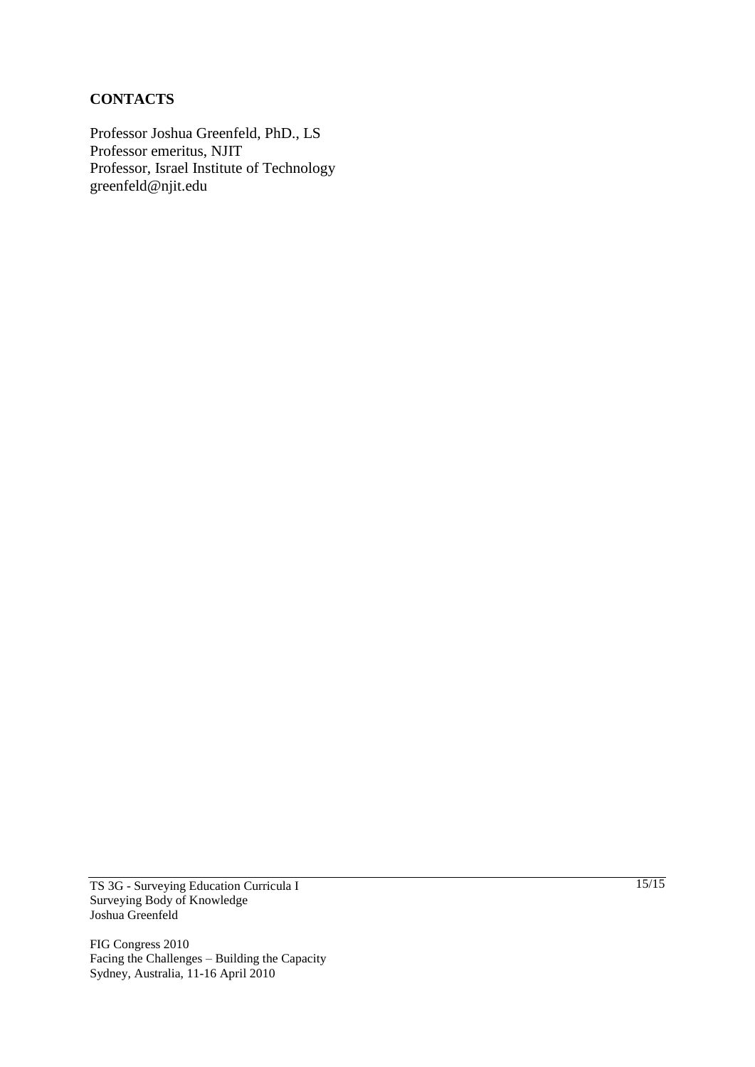## CONTACTS

Professor Joshua Greenfeld, PhD., LS
Professor emeritus, NJIT
Professor, Israel Institute of Technology
greenfeld@njit.edu